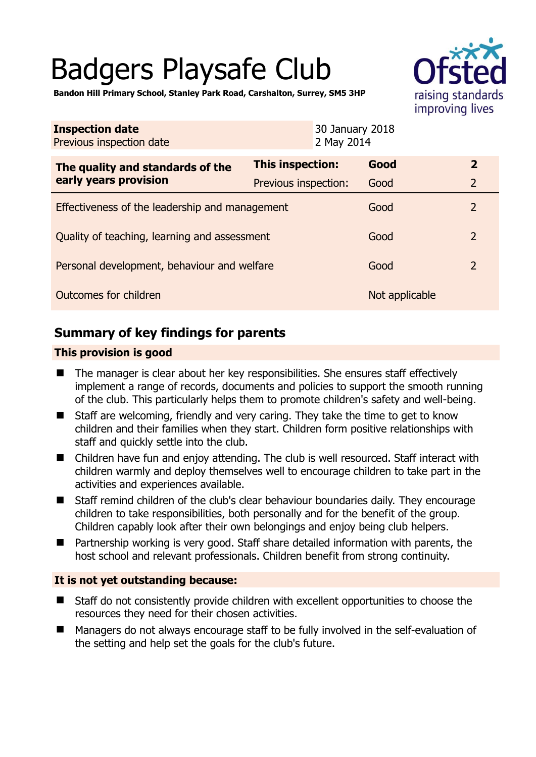# Badgers Playsafe Club

**Bandon Hill Primary School, Stanley Park Road, Carshalton, Surrey, SM5 3HP**

| **Inspection date** | 30 January 2018 |
|---|---|
| Previous inspection date | 2 May 2014 |

| | | | |
|---|---|---|---|
| **The quality and standards of the early years provision** | **This inspection:** | **Good** | **2** |
| | Previous inspection: | Good | 2 |
| Effectiveness of the leadership and management | | Good | 2 |
| Quality of teaching, learning and assessment | | Good | 2 |
| Personal development, behaviour and welfare | | Good | 2 |
| Outcomes for children | | Not applicable | |

## Summary of key findings for parents

### This provision is good

- The manager is clear about her key responsibilities. She ensures staff effectively implement a range of records, documents and policies to support the smooth running of the club. This particularly helps them to promote children's safety and well-being.
- Staff are welcoming, friendly and very caring. They take the time to get to know children and their families when they start. Children form positive relationships with staff and quickly settle into the club.
- Children have fun and enjoy attending. The club is well resourced. Staff interact with children warmly and deploy themselves well to encourage children to take part in the activities and experiences available.
- Staff remind children of the club's clear behaviour boundaries daily. They encourage children to take responsibilities, both personally and for the benefit of the group. Children capably look after their own belongings and enjoy being club helpers.
- Partnership working is very good. Staff share detailed information with parents, the host school and relevant professionals. Children benefit from strong continuity.

### It is not yet outstanding because:

- Staff do not consistently provide children with excellent opportunities to choose the resources they need for their chosen activities.
- Managers do not always encourage staff to be fully involved in the self-evaluation of the setting and help set the goals for the club's future.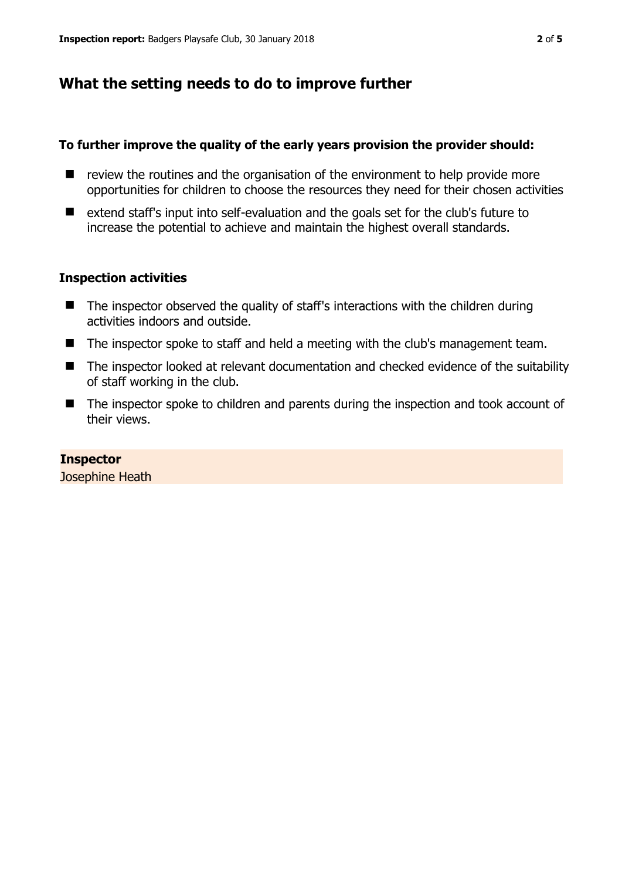## What the setting needs to do to improve further

**To further improve the quality of the early years provision the provider should:**

- review the routines and the organisation of the environment to help provide more opportunities for children to choose the resources they need for their chosen activities
- extend staff's input into self-evaluation and the goals set for the club's future to increase the potential to achieve and maintain the highest overall standards.

### Inspection activities

- The inspector observed the quality of staff's interactions with the children during activities indoors and outside.
- The inspector spoke to staff and held a meeting with the club's management team.
- The inspector looked at relevant documentation and checked evidence of the suitability of staff working in the club.
- The inspector spoke to children and parents during the inspection and took account of their views.

**Inspector**
Josephine Heath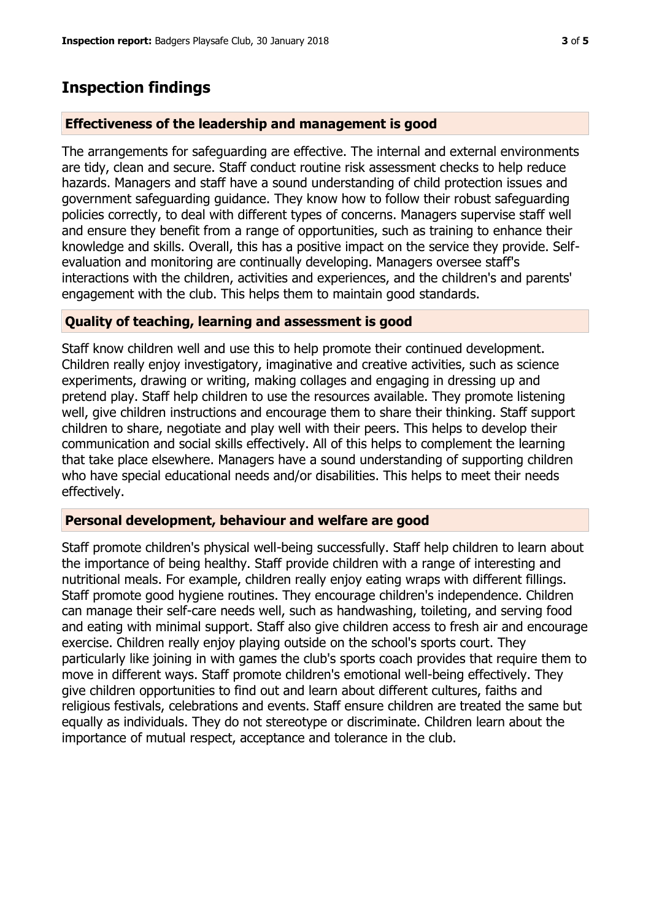## Inspection findings

### Effectiveness of the leadership and management is good

The arrangements for safeguarding are effective. The internal and external environments are tidy, clean and secure. Staff conduct routine risk assessment checks to help reduce hazards. Managers and staff have a sound understanding of child protection issues and government safeguarding guidance. They know how to follow their robust safeguarding policies correctly, to deal with different types of concerns. Managers supervise staff well and ensure they benefit from a range of opportunities, such as training to enhance their knowledge and skills. Overall, this has a positive impact on the service they provide. Self-evaluation and monitoring are continually developing. Managers oversee staff's interactions with the children, activities and experiences, and the children's and parents' engagement with the club. This helps them to maintain good standards.

### Quality of teaching, learning and assessment is good

Staff know children well and use this to help promote their continued development. Children really enjoy investigatory, imaginative and creative activities, such as science experiments, drawing or writing, making collages and engaging in dressing up and pretend play. Staff help children to use the resources available. They promote listening well, give children instructions and encourage them to share their thinking. Staff support children to share, negotiate and play well with their peers. This helps to develop their communication and social skills effectively. All of this helps to complement the learning that take place elsewhere. Managers have a sound understanding of supporting children who have special educational needs and/or disabilities. This helps to meet their needs effectively.

### Personal development, behaviour and welfare are good

Staff promote children's physical well-being successfully. Staff help children to learn about the importance of being healthy. Staff provide children with a range of interesting and nutritional meals. For example, children really enjoy eating wraps with different fillings. Staff promote good hygiene routines. They encourage children's independence. Children can manage their self-care needs well, such as handwashing, toileting, and serving food and eating with minimal support. Staff also give children access to fresh air and encourage exercise. Children really enjoy playing outside on the school's sports court. They particularly like joining in with games the club's sports coach provides that require them to move in different ways. Staff promote children's emotional well-being effectively. They give children opportunities to find out and learn about different cultures, faiths and religious festivals, celebrations and events. Staff ensure children are treated the same but equally as individuals. They do not stereotype or discriminate. Children learn about the importance of mutual respect, acceptance and tolerance in the club.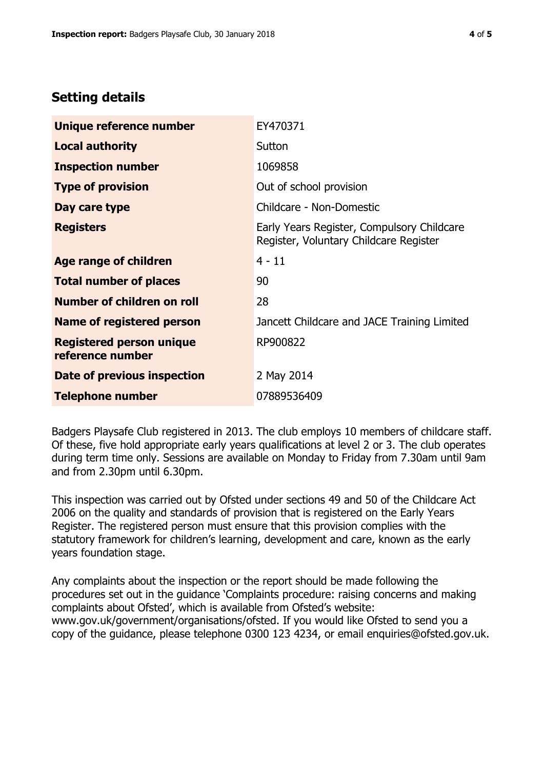## Setting details

| | |
|---|---|
| **Unique reference number** | EY470371 |
| **Local authority** | Sutton |
| **Inspection number** | 1069858 |
| **Type of provision** | Out of school provision |
| **Day care type** | Childcare - Non-Domestic |
| **Registers** | Early Years Register, Compulsory Childcare Register, Voluntary Childcare Register |
| **Age range of children** | 4 - 11 |
| **Total number of places** | 90 |
| **Number of children on roll** | 28 |
| **Name of registered person** | Jancett Childcare and JACE Training Limited |
| **Registered person unique reference number** | RP900822 |
| **Date of previous inspection** | 2 May 2014 |
| **Telephone number** | 07889536409 |

Badgers Playsafe Club registered in 2013. The club employs 10 members of childcare staff. Of these, five hold appropriate early years qualifications at level 2 or 3. The club operates during term time only. Sessions are available on Monday to Friday from 7.30am until 9am and from 2.30pm until 6.30pm.

This inspection was carried out by Ofsted under sections 49 and 50 of the Childcare Act 2006 on the quality and standards of provision that is registered on the Early Years Register. The registered person must ensure that this provision complies with the statutory framework for children's learning, development and care, known as the early years foundation stage.

Any complaints about the inspection or the report should be made following the procedures set out in the guidance 'Complaints procedure: raising concerns and making complaints about Ofsted', which is available from Ofsted's website: www.gov.uk/government/organisations/ofsted. If you would like Ofsted to send you a copy of the guidance, please telephone 0300 123 4234, or email enquiries@ofsted.gov.uk.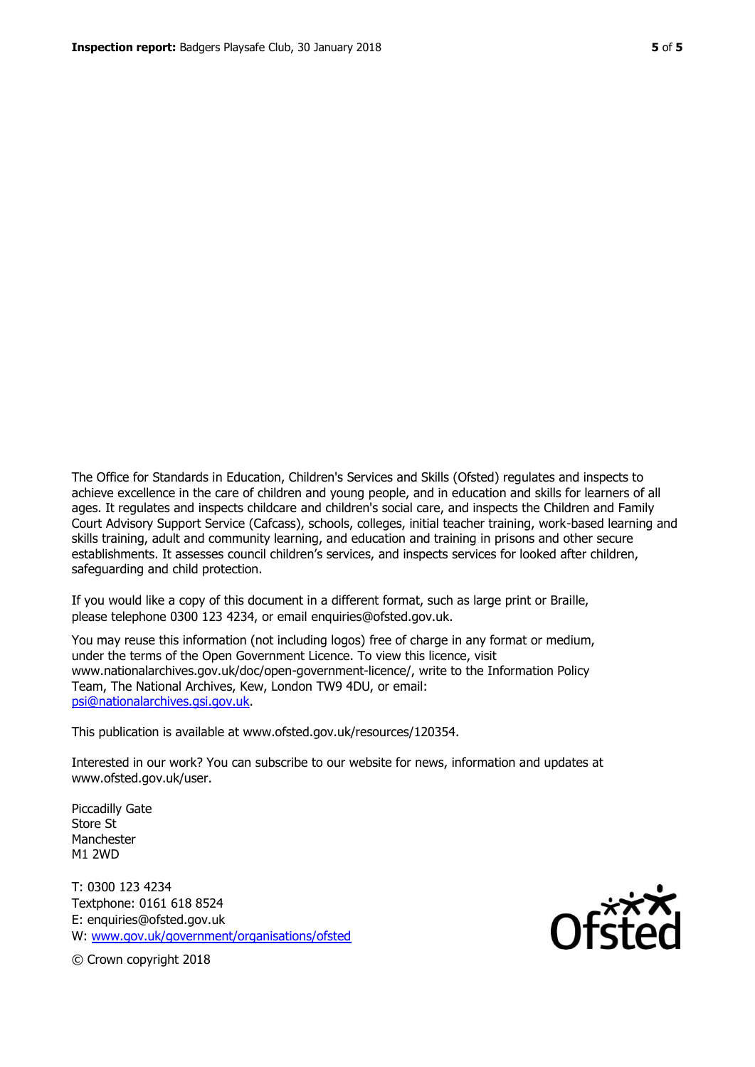The Office for Standards in Education, Children's Services and Skills (Ofsted) regulates and inspects to achieve excellence in the care of children and young people, and in education and skills for learners of all ages. It regulates and inspects childcare and children's social care, and inspects the Children and Family Court Advisory Support Service (Cafcass), schools, colleges, initial teacher training, work-based learning and skills training, adult and community learning, and education and training in prisons and other secure establishments. It assesses council children's services, and inspects services for looked after children, safeguarding and child protection.

If you would like a copy of this document in a different format, such as large print or Braille, please telephone 0300 123 4234, or email enquiries@ofsted.gov.uk.

You may reuse this information (not including logos) free of charge in any format or medium, under the terms of the Open Government Licence. To view this licence, visit www.nationalarchives.gov.uk/doc/open-government-licence/, write to the Information Policy Team, The National Archives, Kew, London TW9 4DU, or email: psi@nationalarchives.gsi.gov.uk.

This publication is available at www.ofsted.gov.uk/resources/120354.

Interested in our work? You can subscribe to our website for news, information and updates at www.ofsted.gov.uk/user.

Piccadilly Gate
Store St
Manchester
M1 2WD

T: 0300 123 4234
Textphone: 0161 618 8524
E: enquiries@ofsted.gov.uk
W: www.gov.uk/government/organisations/ofsted

© Crown copyright 2018